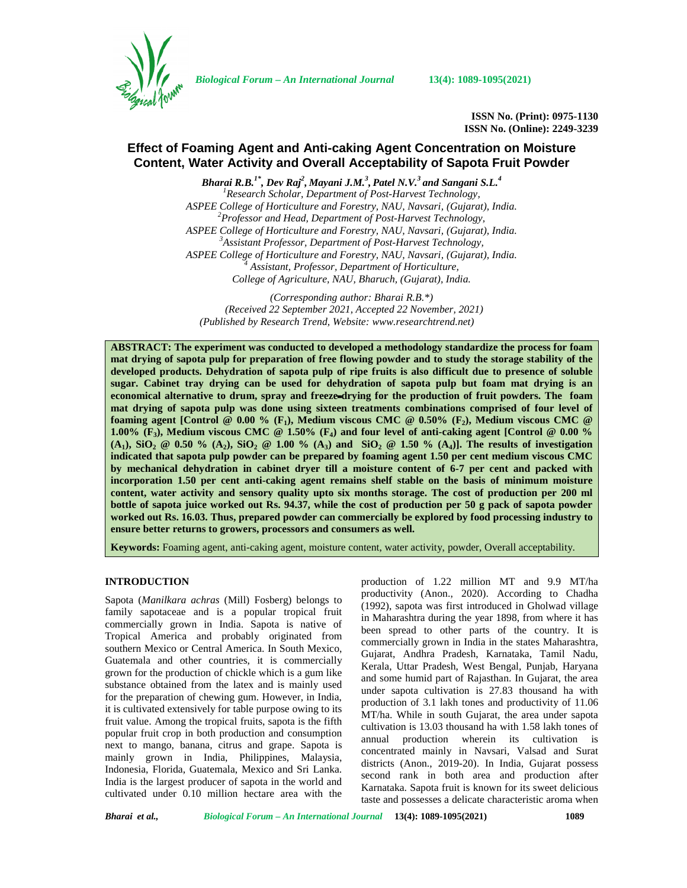ISSN No. (Print): 0975-1130
ISSN No. (Online): 2249-3239

# Effect of Foaming Agent and Anti-caking Agent Concentration on Moisture Content, Water Activity and Overall Acceptability of Sapota Fruit Powder

***Bharai R.B.[1*], Dev Raj[2], Mayani J.M.[3], Patel N.V.[3] and Sangani S.L.[4]***

*[1]Research Scholar, Department of Post-Harvest Technology, ASPEE College of Horticulture and Forestry, NAU, Navsari, (Gujarat), India.*
*[2]Professor and Head, Department of Post-Harvest Technology, ASPEE College of Horticulture and Forestry, NAU, Navsari, (Gujarat), India.*
*[3]Assistant Professor, Department of Post-Harvest Technology, ASPEE College of Horticulture and Forestry, NAU, Navsari, (Gujarat), India.*
*[4] Assistant, Professor, Department of Horticulture, College of Agriculture, NAU, Bharuch, (Gujarat), India.*

*(Corresponding author: Bharai R.B.\*)*
*(Received 22 September 2021, Accepted 22 November, 2021)*
*(Published by Research Trend, Website: www.researchtrend.net)*

**ABSTRACT: The experiment was conducted to developed a methodology standardize the process for foam mat drying of sapota pulp for preparation of free flowing powder and to study the storage stability of the developed products. Dehydration of sapota pulp of ripe fruits is also difficult due to presence of soluble sugar. Cabinet tray drying can be used for dehydration of sapota pulp but foam mat drying is an economical alternative to drum, spray and freeze-drying for the production of fruit powders. The foam mat drying of sapota pulp was done using sixteen treatments combinations comprised of four level of foaming agent [Control @ 0.00 % ($F_1$), Medium viscous CMC @ 0.50% ($F_2$), Medium viscous CMC @ 1.00% ($F_3$), Medium viscous CMC @ 1.50% ($F_4$) and four level of anti-caking agent [Control @ 0.00 % ($A_1$), $SiO_2$ @ 0.50 % ($A_2$), $SiO_2$ @ 1.00 % ($A_3$) and $SiO_2$ @ 1.50 % ($A_4$)]. The results of investigation indicated that sapota pulp powder can be prepared by foaming agent 1.50 per cent medium viscous CMC by mechanical dehydration in cabinet dryer till a moisture content of 6-7 per cent and packed with incorporation 1.50 per cent anti-caking agent remains shelf stable on the basis of minimum moisture content, water activity and sensory quality upto six months storage. The cost of production per 200 ml bottle of sapota juice worked out Rs. 94.37, while the cost of production per 50 g pack of sapota powder worked out Rs. 16.03. Thus, prepared powder can commercially be explored by food processing industry to ensure better returns to growers, processors and consumers as well.**

**Keywords:** Foaming agent, anti-caking agent, moisture content, water activity, powder, Overall acceptability.

## INTRODUCTION

Sapota (*Manilkara achras* (Mill) Fosberg) belongs to family sapotaceae and is a popular tropical fruit commercially grown in India. Sapota is native of Tropical America and probably originated from southern Mexico or Central America. In South Mexico, Guatemala and other countries, it is commercially grown for the production of chickle which is a gum like substance obtained from the latex and is mainly used for the preparation of chewing gum. However, in India, it is cultivated extensively for table purpose owing to its fruit value. Among the tropical fruits, sapota is the fifth popular fruit crop in both production and consumption next to mango, banana, citrus and grape. Sapota is mainly grown in India, Philippines, Malaysia, Indonesia, Florida, Guatemala, Mexico and Sri Lanka. India is the largest producer of sapota in the world and cultivated under 0.10 million hectare area with the production of 1.22 million MT and 9.9 MT/ha productivity (Anon., 2020). According to Chadha (1992), sapota was first introduced in Gholwad village in Maharashtra during the year 1898, from where it has been spread to other parts of the country. It is commercially grown in India in the states Maharashtra, Gujarat, Andhra Pradesh, Karnataka, Tamil Nadu, Kerala, Uttar Pradesh, West Bengal, Punjab, Haryana and some humid part of Rajasthan. In Gujarat, the area under sapota cultivation is 27.83 thousand ha with production of 3.1 lakh tones and productivity of 11.06 MT/ha. While in south Gujarat, the area under sapota cultivation is 13.03 thousand ha with 1.58 lakh tones of annual production wherein its cultivation is concentrated mainly in Navsari, Valsad and Surat districts (Anon., 2019-20). In India, Gujarat possess second rank in both area and production after Karnataka. Sapota fruit is known for its sweet delicious taste and possesses a delicate characteristic aroma when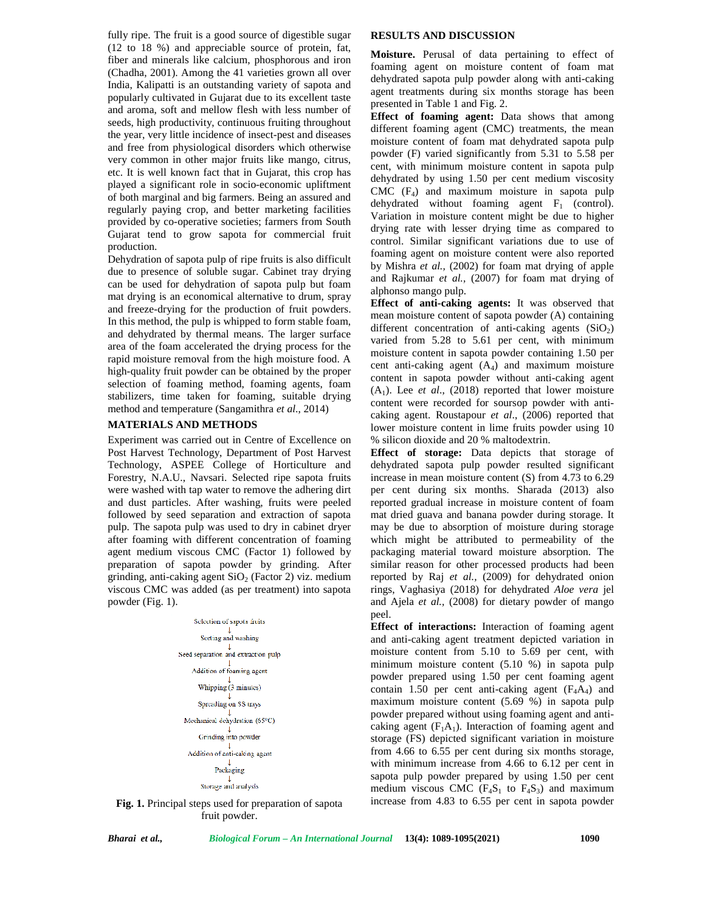fully ripe. The fruit is a good source of digestible sugar (12 to 18 %) and appreciable source of protein, fat, fiber and minerals like calcium, phosphorous and iron (Chadha, 2001). Among the 41 varieties grown all over India, Kalipatti is an outstanding variety of sapota and popularly cultivated in Gujarat due to its excellent taste and aroma, soft and mellow flesh with less number of seeds, high productivity, continuous fruiting throughout the year, very little incidence of insect-pest and diseases and free from physiological disorders which otherwise very common in other major fruits like mango, citrus, etc. It is well known fact that in Gujarat, this crop has played a significant role in socio-economic upliftment of both marginal and big farmers. Being an assured and regularly paying crop, and better marketing facilities provided by co-operative societies; farmers from South Gujarat tend to grow sapota for commercial fruit production.

Dehydration of sapota pulp of ripe fruits is also difficult due to presence of soluble sugar. Cabinet tray drying can be used for dehydration of sapota pulp but foam mat drying is an economical alternative to drum, spray and freeze-drying for the production of fruit powders. In this method, the pulp is whipped to form stable foam, and dehydrated by thermal means. The larger surface area of the foam accelerated the drying process for the rapid moisture removal from the high moisture food. A high-quality fruit powder can be obtained by the proper selection of foaming method, foaming agents, foam stabilizers, time taken for foaming, suitable drying method and temperature (Sangamithra *et al*., 2014)

## MATERIALS AND METHODS

Experiment was carried out in Centre of Excellence on Post Harvest Technology, Department of Post Harvest Technology, ASPEE College of Horticulture and Forestry, N.A.U., Navsari. Selected ripe sapota fruits were washed with tap water to remove the adhering dirt and dust particles. After washing, fruits were peeled followed by seed separation and extraction of sapota pulp. The sapota pulp was used to dry in cabinet dryer after foaming with different concentration of foaming agent medium viscous CMC (Factor 1) followed by preparation of sapota powder by grinding. After grinding, anti-caking agent $SiO_2$ (Factor 2) viz. medium viscous CMC was added (as per treatment) into sapota powder (Fig. 1).

Selection of sapota fruits
↓
Sorting and washing
↓
Seed separation and extraction pulp
↓
Addition of foaming agent
↓
Whipping (3 minutes)
↓
Spreading on SS trays
↓
Mechanical dehydration (65°C)
↓
Grinding into powder
↓
Addition of anti-caking agent
↓
Packaging
↓
Storage and analysis

**Fig. 1.** Principal steps used for preparation of sapota fruit powder.

## RESULTS AND DISCUSSION

**Moisture.** Perusal of data pertaining to effect of foaming agent on moisture content of foam mat dehydrated sapota pulp powder along with anti-caking agent treatments during six months storage has been presented in Table 1 and Fig. 2.

**Effect of foaming agent:** Data shows that among different foaming agent (CMC) treatments, the mean moisture content of foam mat dehydrated sapota pulp powder (F) varied significantly from 5.31 to 5.58 per cent, with minimum moisture content in sapota pulp dehydrated by using 1.50 per cent medium viscosity CMC ($F_4$) and maximum moisture in sapota pulp dehydrated without foaming agent $F_1$ (control). Variation in moisture content might be due to higher drying rate with lesser drying time as compared to control. Similar significant variations due to use of foaming agent on moisture content were also reported by Mishra *et al.,* (2002) for foam mat drying of apple and Rajkumar *et al.,* (2007) for foam mat drying of alphonso mango pulp.

**Effect of anti-caking agents:** It was observed that mean moisture content of sapota powder (A) containing different concentration of anti-caking agents ($SiO_2$) varied from 5.28 to 5.61 per cent, with minimum moisture content in sapota powder containing 1.50 per cent anti-caking agent ($A_4$) and maximum moisture content in sapota powder without anti-caking agent ($A_1$). Lee *et al*., (2018) reported that lower moisture content were recorded for soursop powder with anti-caking agent. Roustapour *et al*., (2006) reported that lower moisture content in lime fruits powder using 10 % silicon dioxide and 20 % maltodextrin.

**Effect of storage:** Data depicts that storage of dehydrated sapota pulp powder resulted significant increase in mean moisture content (S) from 4.73 to 6.29 per cent during six months. Sharada (2013) also reported gradual increase in moisture content of foam mat dried guava and banana powder during storage. It may be due to absorption of moisture during storage which might be attributed to permeability of the packaging material toward moisture absorption. The similar reason for other processed products had been reported by Raj *et al.,* (2009) for dehydrated onion rings, Vaghasiya (2018) for dehydrated *Aloe vera* jel and Ajela *et al.,* (2008) for dietary powder of mango peel.

**Effect of interactions:** Interaction of foaming agent and anti-caking agent treatment depicted variation in moisture content from 5.10 to 5.69 per cent, with minimum moisture content (5.10 %) in sapota pulp powder prepared using 1.50 per cent foaming agent contain 1.50 per cent anti-caking agent ($F_4A_4$) and maximum moisture content (5.69 %) in sapota pulp powder prepared without using foaming agent and anti-caking agent ($F_1A_1$). Interaction of foaming agent and storage (FS) depicted significant variation in moisture from 4.66 to 6.55 per cent during six months storage, with minimum increase from 4.66 to 6.12 per cent in sapota pulp powder prepared by using 1.50 per cent medium viscous CMC ($F_4S_1$ to $F_4S_3$) and maximum increase from 4.83 to 6.55 per cent in sapota powder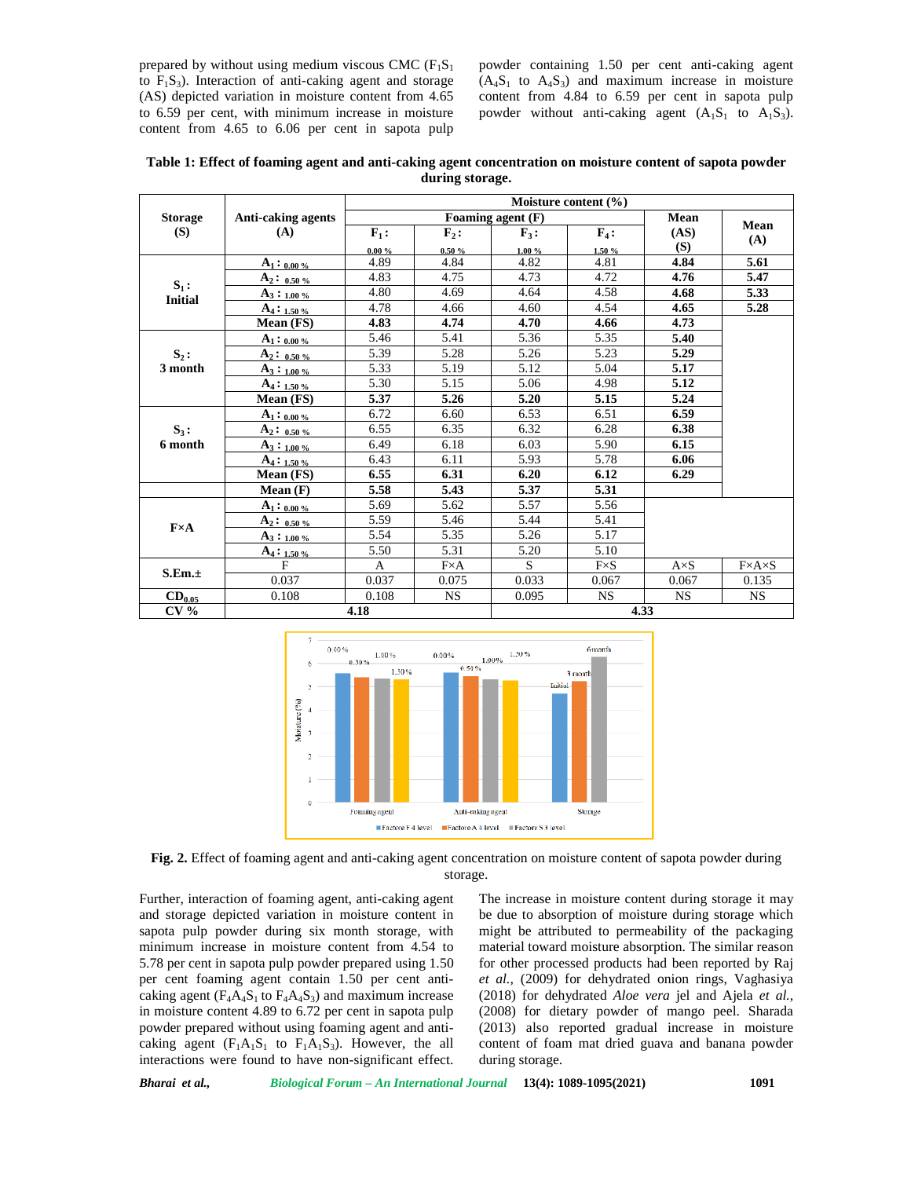prepared by without using medium viscous CMC ($F_1S_1$ to $F_1S_3$). Interaction of anti-caking agent and storage (AS) depicted variation in moisture content from 4.65 to 6.59 per cent, with minimum increase in moisture content from 4.65 to 6.06 per cent in sapota pulp powder containing 1.50 per cent anti-caking agent ($A_4S_1$ to $A_4S_3$) and maximum increase in moisture content from 4.84 to 6.59 per cent in sapota pulp powder without anti-caking agent ($A_1S_1$ to $A_1S_3$).

**Table 1: Effect of foaming agent and anti-caking agent concentration on moisture content of sapota powder during storage.**

| Storage (S) | Anti-caking agents (A) | Moisture content (%) | | | | | |
|---|---|---|---|---|---|---|---|
| | | Foaming agent (F) | | | | Mean (AS) (S) | Mean (A) |
| | | $F_1$: 0.00 % | $F_2$: 0.50 % | $F_3$: 1.00 % | $F_4$: 1.50 % | | |
| $S_1$: Initial | $A_1$: 0.00 % | 4.89 | 4.84 | 4.82 | 4.81 | **4.84** | **5.61** |
| | $A_2$: 0.50 % | 4.83 | 4.75 | 4.73 | 4.72 | **4.76** | **5.47** |
| | $A_3$: 1.00 % | 4.80 | 4.69 | 4.64 | 4.58 | **4.68** | **5.33** |
| | $A_4$: 1.50 % | 4.78 | 4.66 | 4.60 | 4.54 | **4.65** | **5.28** |
| | **Mean (FS)** | **4.83** | **4.74** | **4.70** | **4.66** | **4.73** | |
| $S_2$: 3 month | $A_1$: 0.00 % | 5.46 | 5.41 | 5.36 | 5.35 | **5.40** | |
| | $A_2$: 0.50 % | 5.39 | 5.28 | 5.26 | 5.23 | **5.29** | |
| | $A_3$: 1.00 % | 5.33 | 5.19 | 5.12 | 5.04 | **5.17** | |
| | $A_4$: 1.50 % | 5.30 | 5.15 | 5.06 | 4.98 | **5.12** | |
| | **Mean (FS)** | **5.37** | **5.26** | **5.20** | **5.15** | **5.24** | |
| $S_3$: 6 month | $A_1$: 0.00 % | 6.72 | 6.60 | 6.53 | 6.51 | **6.59** | |
| | $A_2$: 0.50 % | 6.55 | 6.35 | 6.32 | 6.28 | **6.38** | |
| | $A_3$: 1.00 % | 6.49 | 6.18 | 6.03 | 5.90 | **6.15** | |
| | $A_4$: 1.50 % | 6.43 | 6.11 | 5.93 | 5.78 | **6.06** | |
| | **Mean (FS)** | **6.55** | **6.31** | **6.20** | **6.12** | **6.29** | |
| | **Mean (F)** | **5.58** | **5.43** | **5.37** | **5.31** | | |
| F×A | $A_1$: 0.00 % | 5.69 | 5.62 | 5.57 | 5.56 | | |
| | $A_2$: 0.50 % | 5.59 | 5.46 | 5.44 | 5.41 | | |
| | $A_3$: 1.00 % | 5.54 | 5.35 | 5.26 | 5.17 | | |
| | $A_4$: 1.50 % | 5.50 | 5.31 | 5.20 | 5.10 | | |
| S.Em.± | F | A | F×A | S | F×S | A×S | F×A×S |
| | 0.037 | 0.037 | 0.075 | 0.033 | 0.067 | 0.067 | 0.135 |
| $CD_{0.05}$ | 0.108 | 0.108 | NS | 0.095 | NS | NS | NS |
| CV % | 4.18 | | | 4.33 | | | |

**Fig. 2.** Effect of foaming agent and anti-caking agent concentration on moisture content of sapota powder during storage.

Further, interaction of foaming agent, anti-caking agent and storage depicted variation in moisture content in sapota pulp powder during six month storage, with minimum increase in moisture content from 4.54 to 5.78 per cent in sapota pulp powder prepared using 1.50 per cent foaming agent contain 1.50 per cent anti-caking agent ($F_4A_4S_1$ to $F_4A_4S_3$) and maximum increase in moisture content 4.89 to 6.72 per cent in sapota pulp powder prepared without using foaming agent and anti-caking agent ($F_1A_1S_1$ to $F_1A_1S_3$). However, the all interactions were found to have non-significant effect. The increase in moisture content during storage it may be due to absorption of moisture during storage which might be attributed to permeability of the packaging material toward moisture absorption. The similar reason for other processed products had been reported by Raj *et al.,* (2009) for dehydrated onion rings, Vaghasiya (2018) for dehydrated *Aloe vera* jel and Ajela *et al.,* (2008) for dietary powder of mango peel. Sharada (2013) also reported gradual increase in moisture content of foam mat dried guava and banana powder during storage.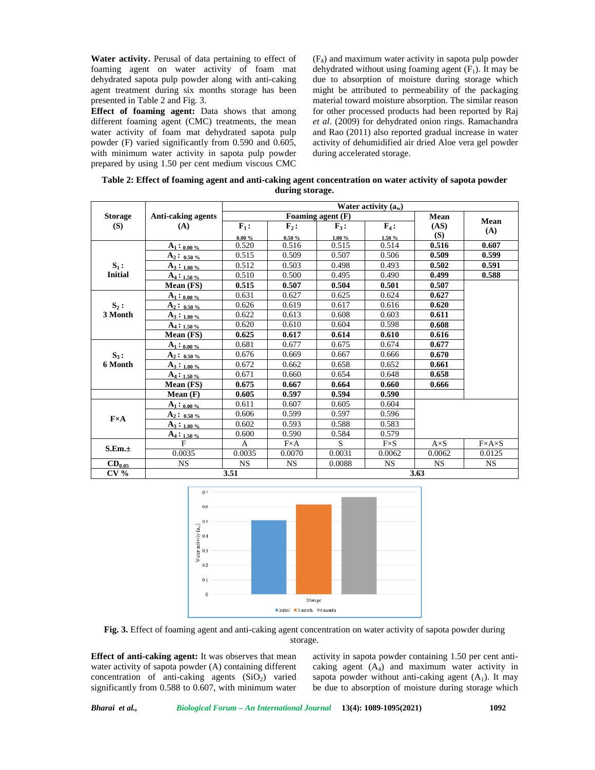**Water activity.** Perusal of data pertaining to effect of foaming agent on water activity of foam mat dehydrated sapota pulp powder along with anti-caking agent treatment during six months storage has been presented in Table 2 and Fig. 3.

**Effect of foaming agent:** Data shows that among different foaming agent (CMC) treatments, the mean water activity of foam mat dehydrated sapota pulp powder (F) varied significantly from 0.590 and 0.605, with minimum water activity in sapota pulp powder prepared by using 1.50 per cent medium viscous CMC ($F_4$) and maximum water activity in sapota pulp powder dehydrated without using foaming agent ($F_1$). It may be due to absorption of moisture during storage which might be attributed to permeability of the packaging material toward moisture absorption. The similar reason for other processed products had been reported by Raj *et al*. (2009) for dehydrated onion rings. Ramachandra and Rao (2011) also reported gradual increase in water activity of dehumidified air dried Aloe vera gel powder during accelerated storage.

**Table 2: Effect of foaming agent and anti-caking agent concentration on water activity of sapota powder during storage.**

| Storage (S) | Anti-caking agents (A) | Water activity ($a_w$) | | | | | |
|---|---|---|---|---|---|---|---|
| | | Foaming agent (F) | | | | Mean (AS) (S) | Mean (A) |
| | | $F_1$: 0.00 % | $F_2$: 0.50 % | $F_3$: 1.00 % | $F_4$: 1.50 % | | |
| $S_1$: Initial | $A_1$: 0.00 % | 0.520 | 0.516 | 0.515 | 0.514 | **0.516** | **0.607** |
| | $A_2$: 0.50 % | 0.515 | 0.509 | 0.507 | 0.506 | **0.509** | **0.599** |
| | $A_3$: 1.00 % | 0.512 | 0.503 | 0.498 | 0.493 | **0.502** | **0.591** |
| | $A_4$: 1.50 % | 0.510 | 0.500 | 0.495 | 0.490 | **0.499** | **0.588** |
| | **Mean (FS)** | **0.515** | **0.507** | **0.504** | **0.501** | **0.507** | |
| $S_2$: 3 Month | $A_1$: 0.00 % | 0.631 | 0.627 | 0.625 | 0.624 | **0.627** | |
| | $A_2$: 0.50 % | 0.626 | 0.619 | 0.617 | 0.616 | **0.620** | |
| | $A_3$: 1.00 % | 0.622 | 0.613 | 0.608 | 0.603 | **0.611** | |
| | $A_4$: 1.50 % | 0.620 | 0.610 | 0.604 | 0.598 | **0.608** | |
| | **Mean (FS)** | **0.625** | **0.617** | **0.614** | **0.610** | **0.616** | |
| $S_3$: 6 Month | $A_1$: 0.00 % | 0.681 | 0.677 | 0.675 | 0.674 | **0.677** | |
| | $A_2$: 0.50 % | 0.676 | 0.669 | 0.667 | 0.666 | **0.670** | |
| | $A_3$: 1.00 % | 0.672 | 0.662 | 0.658 | 0.652 | **0.661** | |
| | $A_4$: 1.50 % | 0.671 | 0.660 | 0.654 | 0.648 | **0.658** | |
| | **Mean (FS)** | **0.675** | **0.667** | **0.664** | **0.660** | **0.666** | |
| | **Mean (F)** | **0.605** | **0.597** | **0.594** | **0.590** | | |
| F×A | $A_1$: 0.00 % | 0.611 | 0.607 | 0.605 | 0.604 | | |
| | $A_2$: 0.50 % | 0.606 | 0.599 | 0.597 | 0.596 | | |
| | $A_3$: 1.00 % | 0.602 | 0.593 | 0.588 | 0.583 | | |
| | $A_4$: 1.50 % | 0.600 | 0.590 | 0.584 | 0.579 | | |
| S.Em.± | F | A | F×A | S | F×S | A×S | F×A×S |
| | 0.0035 | 0.0035 | 0.0070 | 0.0031 | 0.0062 | 0.0062 | 0.0125 |
| $CD_{0.05}$ | NS | NS | NS | 0.0088 | NS | NS | NS |
| CV % | 3.51 | | | 3.63 | | | |

**Fig. 3.** Effect of foaming agent and anti-caking agent concentration on water activity of sapota powder during storage.

**Effect of anti-caking agent:** It was observes that mean water activity of sapota powder (A) containing different concentration of anti-caking agents ($SiO_2$) varied significantly from 0.588 to 0.607, with minimum water activity in sapota powder containing 1.50 per cent anti-caking agent ($A_4$) and maximum water activity in sapota powder without anti-caking agent ($A_1$). It may be due to absorption of moisture during storage which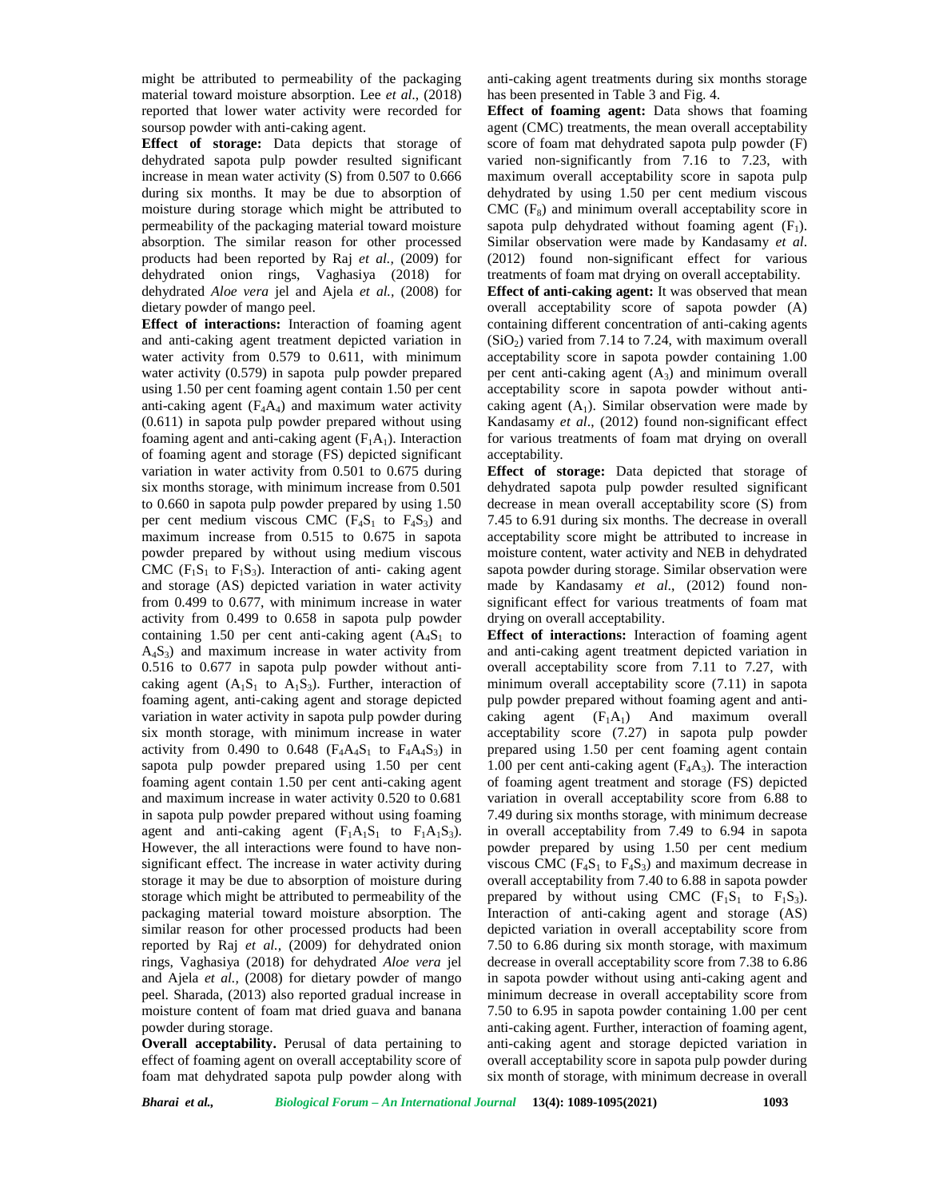might be attributed to permeability of the packaging material toward moisture absorption. Lee *et al*., (2018) reported that lower water activity were recorded for soursop powder with anti-caking agent.

**Effect of storage:** Data depicts that storage of dehydrated sapota pulp powder resulted significant increase in mean water activity (S) from 0.507 to 0.666 during six months. It may be due to absorption of moisture during storage which might be attributed to permeability of the packaging material toward moisture absorption. The similar reason for other processed products had been reported by Raj *et al.,* (2009) for dehydrated onion rings, Vaghasiya (2018) for dehydrated *Aloe vera* jel and Ajela *et al.,* (2008) for dietary powder of mango peel.

**Effect of interactions:** Interaction of foaming agent and anti-caking agent treatment depicted variation in water activity from 0.579 to 0.611, with minimum water activity (0.579) in sapota pulp powder prepared using 1.50 per cent foaming agent contain 1.50 per cent anti-caking agent ($F_4A_4$) and maximum water activity (0.611) in sapota pulp powder prepared without using foaming agent and anti-caking agent ($F_1A_1$). Interaction of foaming agent and storage (FS) depicted significant variation in water activity from 0.501 to 0.675 during six months storage, with minimum increase from 0.501 to 0.660 in sapota pulp powder prepared by using 1.50 per cent medium viscous CMC ($F_4S_1$ to $F_4S_3$) and maximum increase from 0.515 to 0.675 in sapota powder prepared by without using medium viscous CMC ($F_1S_1$ to $F_1S_3$). Interaction of anti- caking agent and storage (AS) depicted variation in water activity from 0.499 to 0.677, with minimum increase in water activity from 0.499 to 0.658 in sapota pulp powder containing 1.50 per cent anti-caking agent ($A_4S_1$ to $A_4S_3$) and maximum increase in water activity from 0.516 to 0.677 in sapota pulp powder without anti-caking agent ($A_1S_1$ to $A_1S_3$). Further, interaction of foaming agent, anti-caking agent and storage depicted variation in water activity in sapota pulp powder during six month storage, with minimum increase in water activity from 0.490 to 0.648 ($F_4A_4S_1$ to $F_4A_4S_3$) in sapota pulp powder prepared using 1.50 per cent foaming agent contain 1.50 per cent anti-caking agent and maximum increase in water activity 0.520 to 0.681 in sapota pulp powder prepared without using foaming agent and anti-caking agent ($F_1A_1S_1$ to $F_1A_1S_3$). However, the all interactions were found to have non-significant effect. The increase in water activity during storage it may be due to absorption of moisture during storage which might be attributed to permeability of the packaging material toward moisture absorption. The similar reason for other processed products had been reported by Raj *et al.,* (2009) for dehydrated onion rings, Vaghasiya (2018) for dehydrated *Aloe vera* jel and Ajela *et al.,* (2008) for dietary powder of mango peel. Sharada, (2013) also reported gradual increase in moisture content of foam mat dried guava and banana powder during storage.

**Overall acceptability.** Perusal of data pertaining to effect of foaming agent on overall acceptability score of foam mat dehydrated sapota pulp powder along with anti-caking agent treatments during six months storage has been presented in Table 3 and Fig. 4.

**Effect of foaming agent:** Data shows that foaming agent (CMC) treatments, the mean overall acceptability score of foam mat dehydrated sapota pulp powder (F) varied non-significantly from 7.16 to 7.23, with maximum overall acceptability score in sapota pulp dehydrated by using 1.50 per cent medium viscous CMC ($F_8$) and minimum overall acceptability score in sapota pulp dehydrated without foaming agent ($F_1$). Similar observation were made by Kandasamy *et al*. (2012) found non-significant effect for various treatments of foam mat drying on overall acceptability.

**Effect of anti-caking agent:** It was observed that mean overall acceptability score of sapota powder (A) containing different concentration of anti-caking agents ($SiO_2$) varied from 7.14 to 7.24, with maximum overall acceptability score in sapota powder containing 1.00 per cent anti-caking agent ($A_3$) and minimum overall acceptability score in sapota powder without anti-caking agent ($A_1$). Similar observation were made by Kandasamy *et al*., (2012) found non-significant effect for various treatments of foam mat drying on overall acceptability.

**Effect of storage:** Data depicted that storage of dehydrated sapota pulp powder resulted significant decrease in mean overall acceptability score (S) from 7.45 to 6.91 during six months. The decrease in overall acceptability score might be attributed to increase in moisture content, water activity and NEB in dehydrated sapota powder during storage. Similar observation were made by Kandasamy *et al*., (2012) found non-significant effect for various treatments of foam mat drying on overall acceptability.

**Effect of interactions:** Interaction of foaming agent and anti-caking agent treatment depicted variation in overall acceptability score from 7.11 to 7.27, with minimum overall acceptability score (7.11) in sapota pulp powder prepared without foaming agent and anti-caking agent ($F_1A_1$) And maximum overall acceptability score (7.27) in sapota pulp powder prepared using 1.50 per cent foaming agent contain 1.00 per cent anti-caking agent ($F_4A_3$). The interaction of foaming agent treatment and storage (FS) depicted variation in overall acceptability score from 6.88 to 7.49 during six months storage, with minimum decrease in overall acceptability from 7.49 to 6.94 in sapota powder prepared by using 1.50 per cent medium viscous CMC ($F_4S_1$ to $F_4S_3$) and maximum decrease in overall acceptability from 7.40 to 6.88 in sapota powder prepared by without using CMC ($F_1S_1$ to $F_1S_3$). Interaction of anti-caking agent and storage (AS) depicted variation in overall acceptability score from 7.50 to 6.86 during six month storage, with maximum decrease in overall acceptability score from 7.38 to 6.86 in sapota powder without using anti-caking agent and minimum decrease in overall acceptability score from 7.50 to 6.95 in sapota powder containing 1.00 per cent anti-caking agent. Further, interaction of foaming agent, anti-caking agent and storage depicted variation in overall acceptability score in sapota pulp powder during six month of storage, with minimum decrease in overall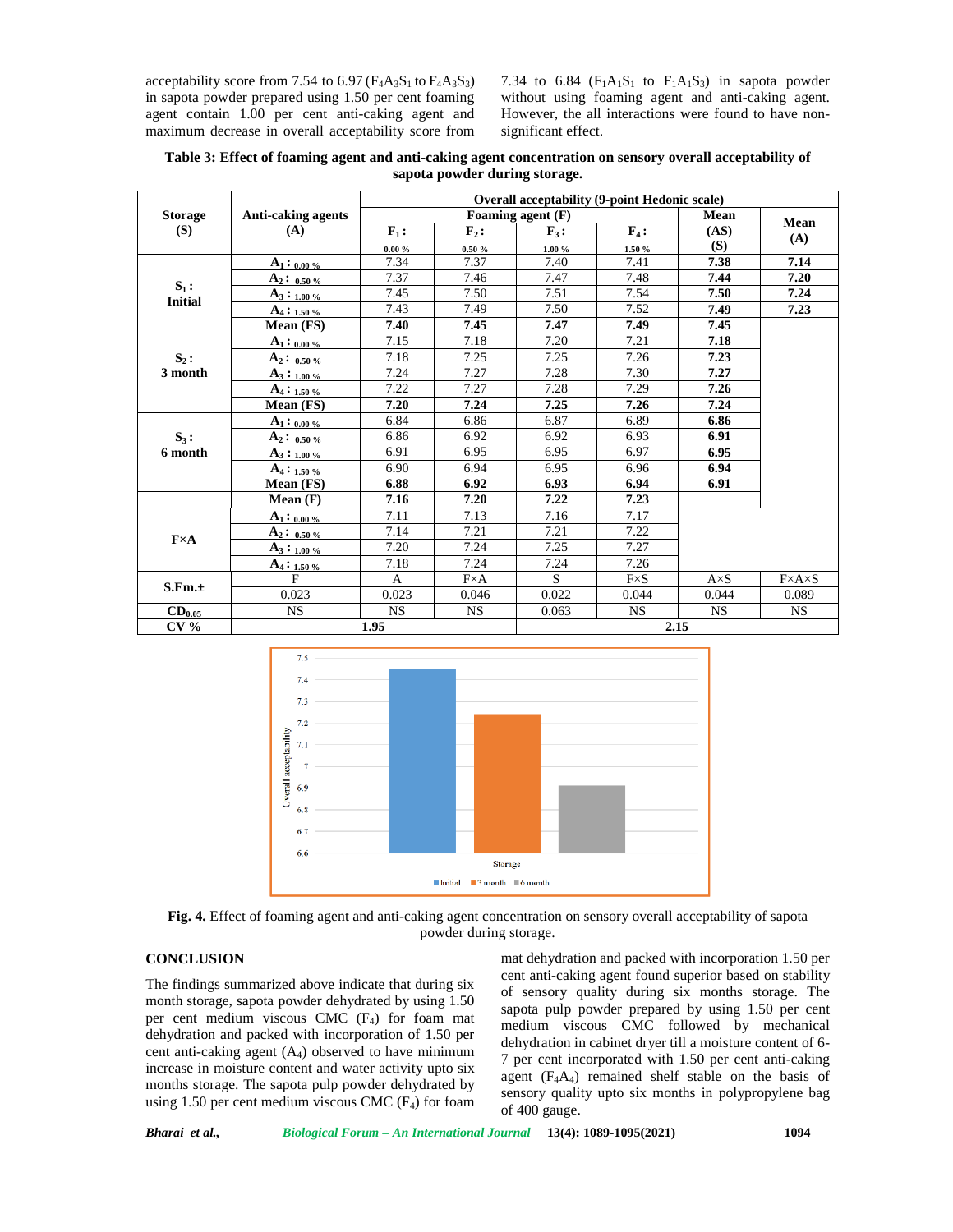acceptability score from 7.54 to 6.97 ($F_4A_3S_1$ to $F_4A_3S_3$) in sapota powder prepared using 1.50 per cent foaming agent contain 1.00 per cent anti-caking agent and maximum decrease in overall acceptability score from 7.34 to 6.84 ($F_1A_1S_1$ to $F_1A_1S_3$) in sapota powder without using foaming agent and anti-caking agent. However, the all interactions were found to have non-significant effect.

**Table 3: Effect of foaming agent and anti-caking agent concentration on sensory overall acceptability of sapota powder during storage.**

| Storage (S) | Anti-caking agents (A) | Overall acceptability (9-point Hedonic scale) | | | | | |
|---|---|---|---|---|---|---|---|
| | | Foaming agent (F) | | | | Mean (AS) (S) | Mean (A) |
| | | $F_1$: 0.00 % | $F_2$: 0.50 % | $F_3$: 1.00 % | $F_4$: 1.50 % | | |
| $S_1$: Initial | $A_1$: 0.00 % | 7.34 | 7.37 | 7.40 | 7.41 | **7.38** | **7.14** |
| | $A_2$: 0.50 % | 7.37 | 7.46 | 7.47 | 7.48 | **7.44** | **7.20** |
| | $A_3$: 1.00 % | 7.45 | 7.50 | 7.51 | 7.54 | **7.50** | **7.24** |
| | $A_4$: 1.50 % | 7.43 | 7.49 | 7.50 | 7.52 | **7.49** | **7.23** |
| | **Mean (FS)** | **7.40** | **7.45** | **7.47** | **7.49** | **7.45** | |
| $S_2$: 3 month | $A_1$: 0.00 % | 7.15 | 7.18 | 7.20 | 7.21 | **7.18** | |
| | $A_2$: 0.50 % | 7.18 | 7.25 | 7.25 | 7.26 | **7.23** | |
| | $A_3$: 1.00 % | 7.24 | 7.27 | 7.28 | 7.30 | **7.27** | |
| | $A_4$: 1.50 % | 7.22 | 7.27 | 7.28 | 7.29 | **7.26** | |
| | **Mean (FS)** | **7.20** | **7.24** | **7.25** | **7.26** | **7.24** | |
| $S_3$: 6 month | $A_1$: 0.00 % | 6.84 | 6.86 | 6.87 | 6.89 | **6.86** | |
| | $A_2$: 0.50 % | 6.86 | 6.92 | 6.92 | 6.93 | **6.91** | |
| | $A_3$: 1.00 % | 6.91 | 6.95 | 6.95 | 6.97 | **6.95** | |
| | $A_4$: 1.50 % | 6.90 | 6.94 | 6.95 | 6.96 | **6.94** | |
| | **Mean (FS)** | **6.88** | **6.92** | **6.93** | **6.94** | **6.91** | |
| | **Mean (F)** | **7.16** | **7.20** | **7.22** | **7.23** | | |
| F×A | $A_1$: 0.00 % | 7.11 | 7.13 | 7.16 | 7.17 | | |
| | $A_2$: 0.50 % | 7.14 | 7.21 | 7.21 | 7.22 | | |
| | $A_3$: 1.00 % | 7.20 | 7.24 | 7.25 | 7.27 | | |
| | $A_4$: 1.50 % | 7.18 | 7.24 | 7.24 | 7.26 | | |
| S.Em.± | F | A | F×A | S | F×S | A×S | F×A×S |
| | 0.023 | 0.023 | 0.046 | 0.022 | 0.044 | 0.044 | 0.089 |
| $CD_{0.05}$ | NS | NS | NS | 0.063 | NS | NS | NS |
| CV % | 1.95 | | | 2.15 | | | |

**Fig. 4.** Effect of foaming agent and anti-caking agent concentration on sensory overall acceptability of sapota powder during storage.

## CONCLUSION

The findings summarized above indicate that during six month storage, sapota powder dehydrated by using 1.50 per cent medium viscous CMC ($F_4$) for foam mat dehydration and packed with incorporation of 1.50 per cent anti-caking agent ($A_4$) observed to have minimum increase in moisture content and water activity upto six months storage. The sapota pulp powder dehydrated by using 1.50 per cent medium viscous CMC ($F_4$) for foam mat dehydration and packed with incorporation 1.50 per cent anti-caking agent found superior based on stability of sensory quality during six months storage. The sapota pulp powder prepared by using 1.50 per cent medium viscous CMC followed by mechanical dehydration in cabinet dryer till a moisture content of 6-7 per cent incorporated with 1.50 per cent anti-caking agent ($F_4A_4$) remained shelf stable on the basis of sensory quality upto six months in polypropylene bag of 400 gauge.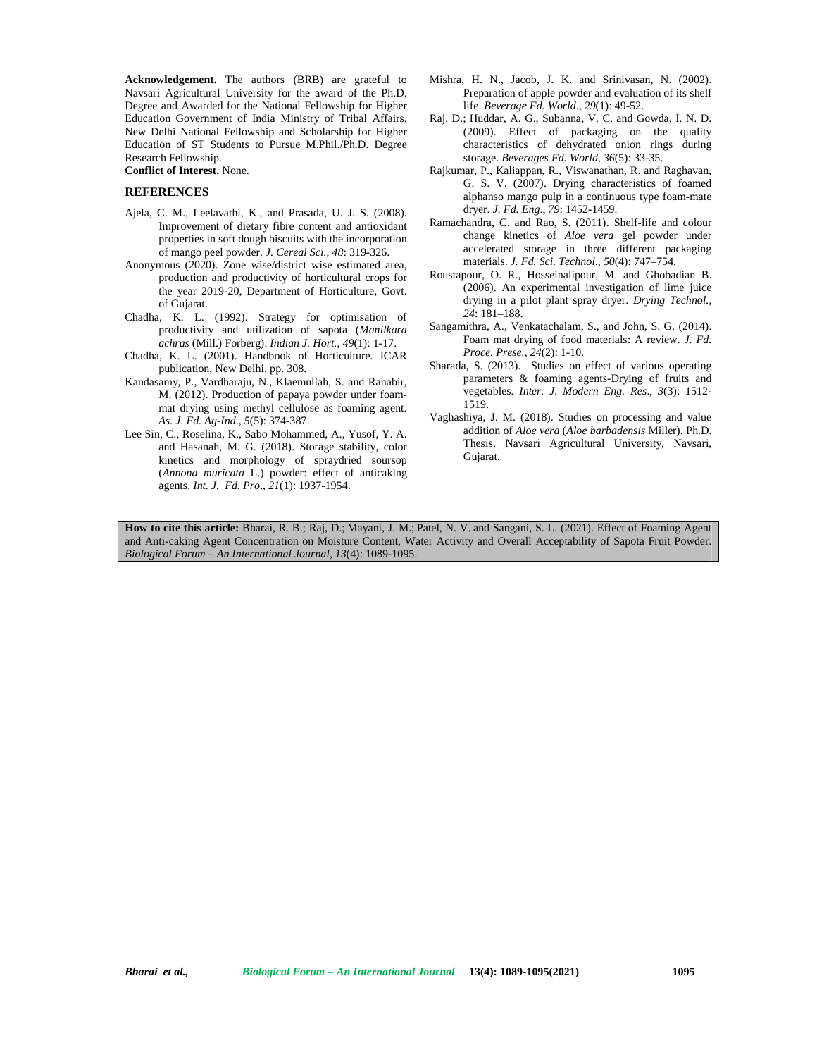**Acknowledgement.** The authors (BRB) are grateful to Navsari Agricultural University for the award of the Ph.D. Degree and Awarded for the National Fellowship for Higher Education Government of India Ministry of Tribal Affairs, New Delhi National Fellowship and Scholarship for Higher Education of ST Students to Pursue M.Phil./Ph.D. Degree Research Fellowship.

**Conflict of Interest.** None.

## REFERENCES

Ajela, C. M., Leelavathi, K., and Prasada, U. J. S. (2008). Improvement of dietary fibre content and antioxidant properties in soft dough biscuits with the incorporation of mango peel powder. *J. Cereal Sci*., *48*: 319-326.

Anonymous (2020). Zone wise/district wise estimated area, production and productivity of horticultural crops for the year 2019-20, Department of Horticulture, Govt. of Gujarat.

Chadha, K. L. (1992). Strategy for optimisation of productivity and utilization of sapota (*Manilkara achras* (Mill.) Forberg). *Indian J. Hort.*, *49*(1): 1-17.

Chadha, K. L. (2001). Handbook of Horticulture. ICAR publication, New Delhi. pp. 308.

Kandasamy, P., Vardharaju, N., Klaemullah, S. and Ranabir, M. (2012). Production of papaya powder under foam-mat drying using methyl cellulose as foaming agent. *As. J. Fd. Ag-Ind*., *5*(5): 374-387.

Lee Sin, C., Roselina, K., Sabo Mohammed, A., Yusof, Y. A. and Hasanah, M. G. (2018). Storage stability, color kinetics and morphology of spraydried soursop (*Annona muricata* L.) powder: effect of anticaking agents. *Int. J. Fd. Pro*., *21*(1): 1937-1954.

Mishra, H. N., Jacob, J. K. and Srinivasan, N. (2002). Preparation of apple powder and evaluation of its shelf life. *Beverage Fd. World*., *29*(1): 49-52.

Raj, D.; Huddar, A. G., Subanna, V. C. and Gowda, I. N. D. (2009). Effect of packaging on the quality characteristics of dehydrated onion rings during storage. *Beverages Fd. World*, *36*(5): 33-35.

Rajkumar, P., Kaliappan, R., Viswanathan, R. and Raghavan, G. S. V. (2007). Drying characteristics of foamed alphanso mango pulp in a continuous type foam-mate dryer. *J. Fd. Eng*., *79*: 1452-1459.

Ramachandra, C. and Rao, S. (2011). Shelf-life and colour change kinetics of *Aloe vera* gel powder under accelerated storage in three different packaging materials. *J. Fd. Sci. Technol*., *50*(4): 747–754.

Roustapour, O. R., Hosseinalipour, M. and Ghobadian B. (2006). An experimental investigation of lime juice drying in a pilot plant spray dryer. *Drying Technol.*, *24*: 181–188.

Sangamithra, A., Venkatachalam, S., and John, S. G. (2014). Foam mat drying of food materials: A review. *J. Fd. Proce. Prese.*, *24*(2): 1-10.

Sharada, S. (2013). Studies on effect of various operating parameters & foaming agents-Drying of fruits and vegetables. *Inter. J. Modern Eng. Res*., *3*(3): 1512-1519.

Vaghashiya, J. M. (2018). Studies on processing and value addition of *Aloe vera* (*Aloe barbadensis* Miller). Ph.D. Thesis, Navsari Agricultural University, Navsari, Gujarat.

**How to cite this article:** Bharai, R. B.; Raj, D.; Mayani, J. M.; Patel, N. V. and Sangani, S. L. (2021). Effect of Foaming Agent and Anti-caking Agent Concentration on Moisture Content, Water Activity and Overall Acceptability of Sapota Fruit Powder. *Biological Forum – An International Journal*, *13*(4): 1089-1095.